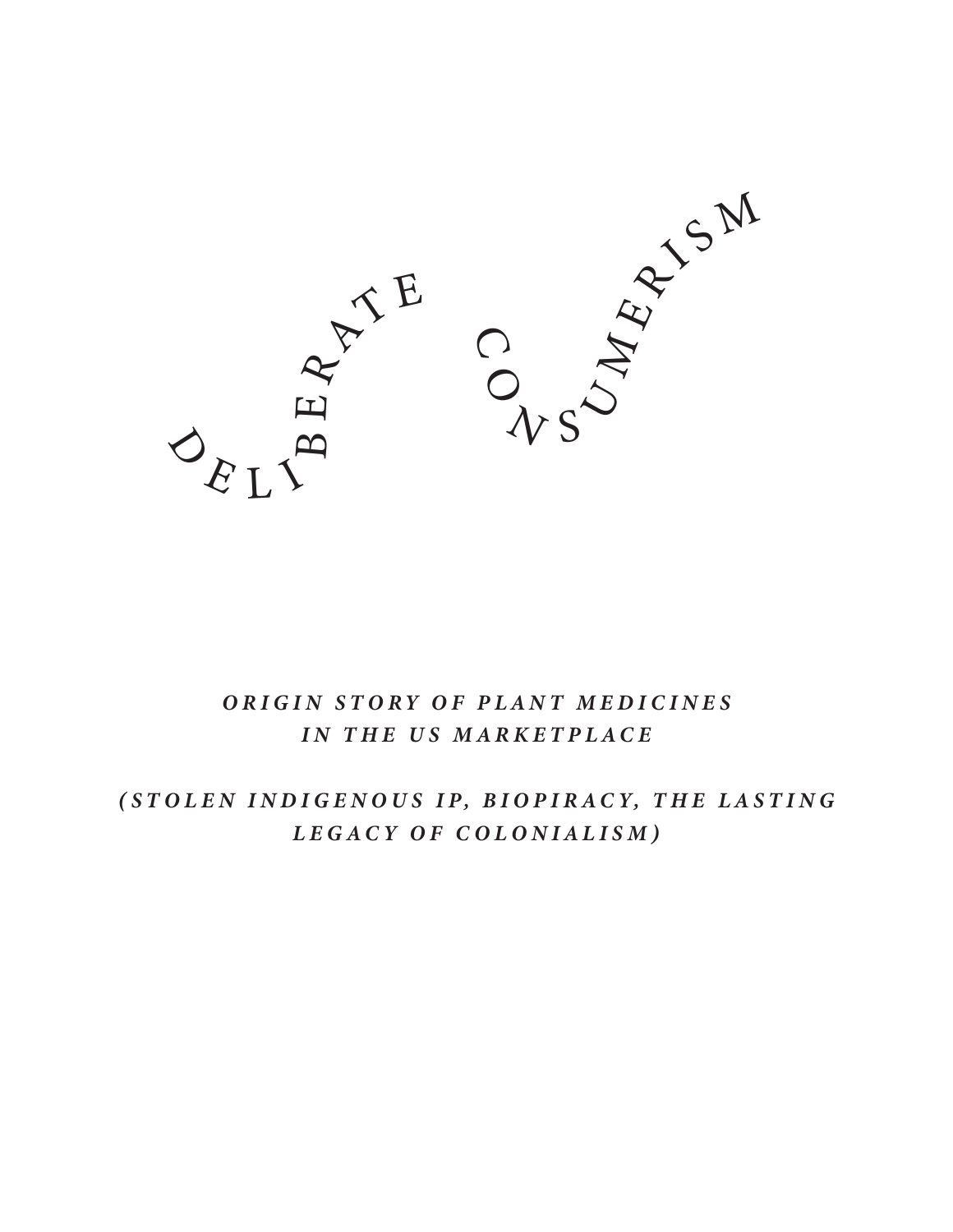# Deliberate Consumerism

***Origin Story of Plant Medicines in the US Marketplace***

***(Stolen Indigenous IP, Biopiracy, the Lasting Legacy of Colonialism)***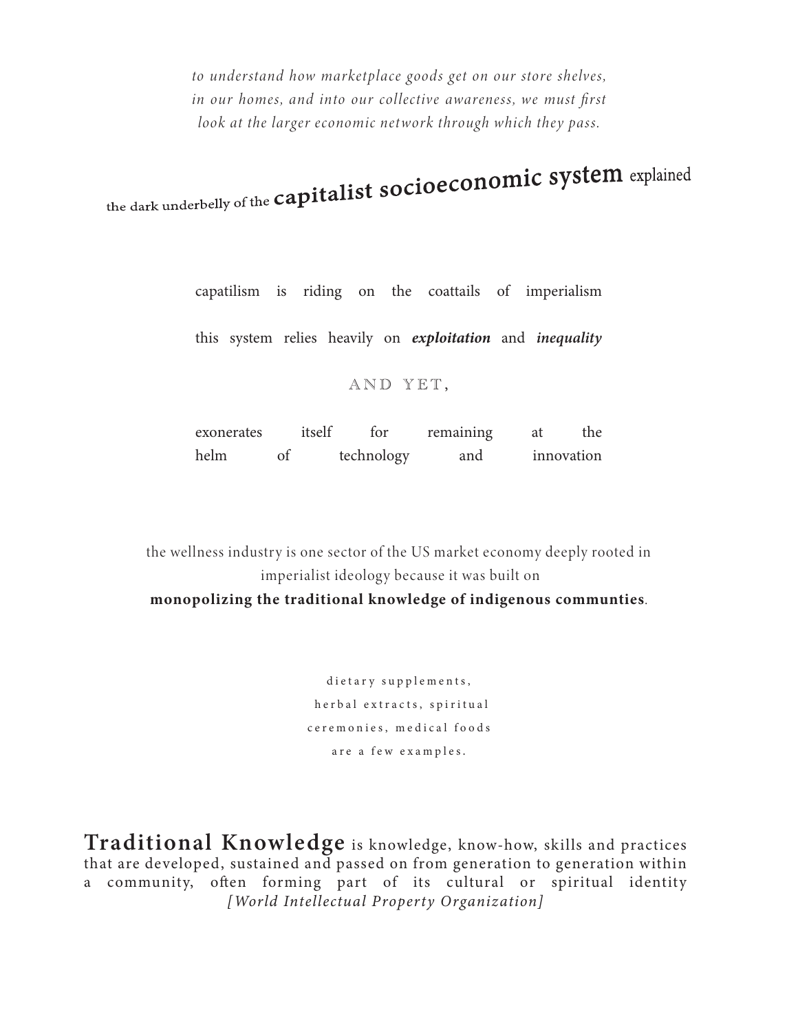*to understand how marketplace goods get on our store shelves, in our homes, and into our collective awareness, we must first look at the larger economic network through which they pass.*

## the dark underbelly of the capitalist socioeconomic system explained

capatilism is riding on the coattails of imperialism

this system relies heavily on ***exploitation*** and ***inequality***

AND YET,

exonerates itself for remaining at the helm of technology and innovation

the wellness industry is one sector of the US market economy deeply rooted in imperialist ideology because it was built on **monopolizing the traditional knowledge of indigenous communties**.

dietary supplements, herbal extracts, spiritual ceremonies, medical foods are a few examples.

**Traditional Knowledge** is knowledge, know-how, skills and practices that are developed, sustained and passed on from generation to generation within a community, often forming part of its cultural or spiritual identity *[World Intellectual Property Organization]*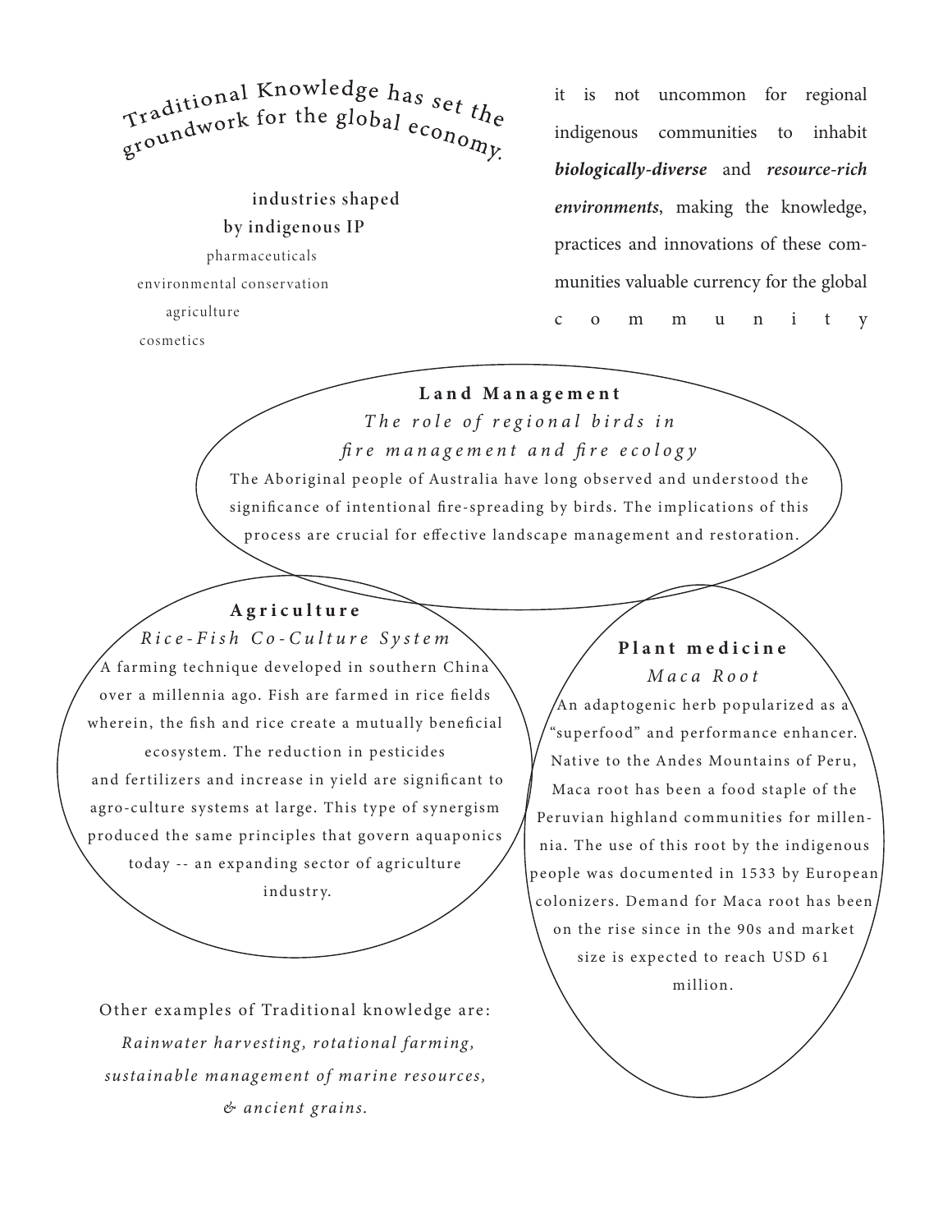## Traditional Knowledge has set the groundwork for the global economy.

**industries shaped by indigenous IP**

pharmaceuticals

environmental conservation

agriculture

cosmetics

it is not uncommon for regional indigenous communities to inhabit ***biologically-diverse*** and ***resource-rich environments***, making the knowledge, practices and innovations of these communities valuable currency for the global community

### Land Management

*The role of regional birds in fire management and fire ecology*

The Aboriginal people of Australia have long observed and understood the significance of intentional fire-spreading by birds. The implications of this process are crucial for effective landscape management and restoration.

### Agriculture

*Rice-Fish Co-Culture System*

A farming technique developed in southern China over a millennia ago. Fish are farmed in rice fields wherein, the fish and rice create a mutually beneficial ecosystem. The reduction in pesticides and fertilizers and increase in yield are significant to agro-culture systems at large. This type of synergism produced the same principles that govern aquaponics today -- an expanding sector of agriculture industry.

### Plant medicine

*Maca Root*

An adaptogenic herb popularized as a "superfood" and performance enhancer. Native to the Andes Mountains of Peru, Maca root has been a food staple of the Peruvian highland communities for millennia. The use of this root by the indigenous people was documented in 1533 by European colonizers. Demand for Maca root has been on the rise since in the 90s and market size is expected to reach USD 61 million.

Other examples of Traditional knowledge are:

*Rainwater harvesting, rotational farming, sustainable management of marine resources, & ancient grains.*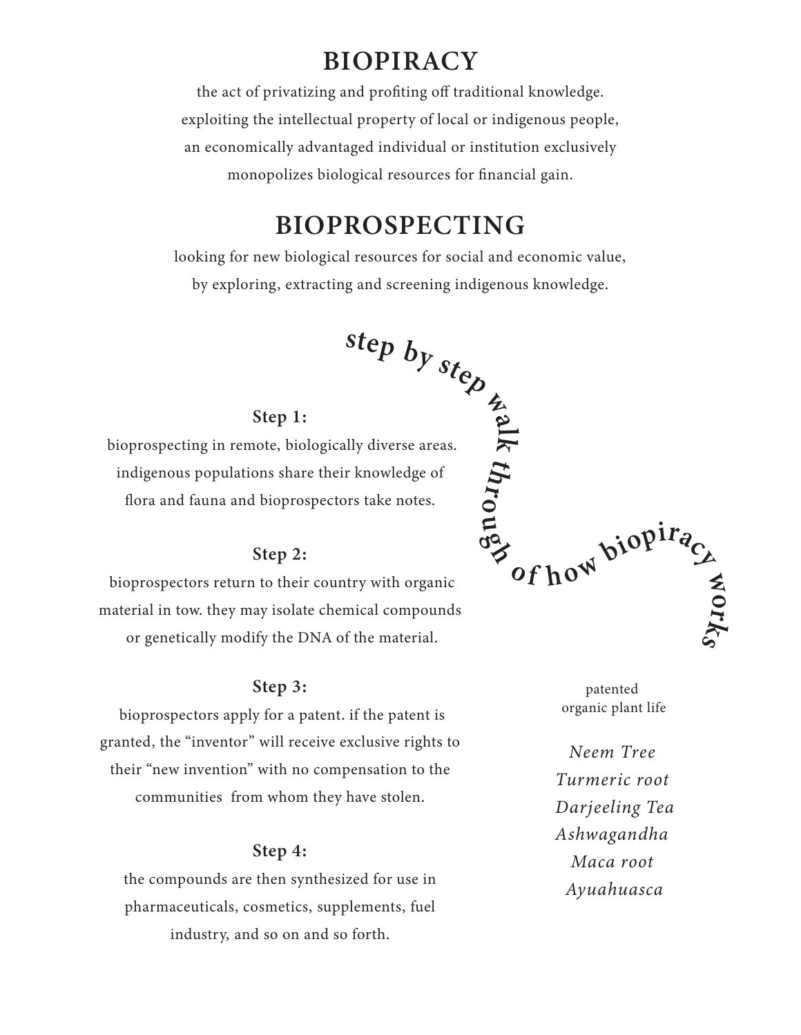# BIOPIRACY

the act of privatizing and profiting off traditional knowledge. exploiting the intellectual property of local or indigenous people, an economically advantaged individual or institution exclusively monopolizes biological resources for financial gain.

# BIOPROSPECTING

looking for new biological resources for social and economic value, by exploring, extracting and screening indigenous knowledge.

**step by step walk through of how biopiracy works**

**Step 1:**

bioprospecting in remote, biologically diverse areas. indigenous populations share their knowledge of flora and fauna and bioprospectors take notes.

**Step 2:**

bioprospectors return to their country with organic material in tow. they may isolate chemical compounds or genetically modify the DNA of the material.

**Step 3:**

bioprospectors apply for a patent. if the patent is granted, the "inventor" will receive exclusive rights to their "new invention" with no compensation to the communities from whom they have stolen.

**Step 4:**

the compounds are then synthesized for use in pharmaceuticals, cosmetics, supplements, fuel industry, and so on and so forth.

patented organic plant life

*Neem Tree*
*Turmeric root*
*Darjeeling Tea*
*Ashwagandha*
*Maca root*
*Ayuahuasca*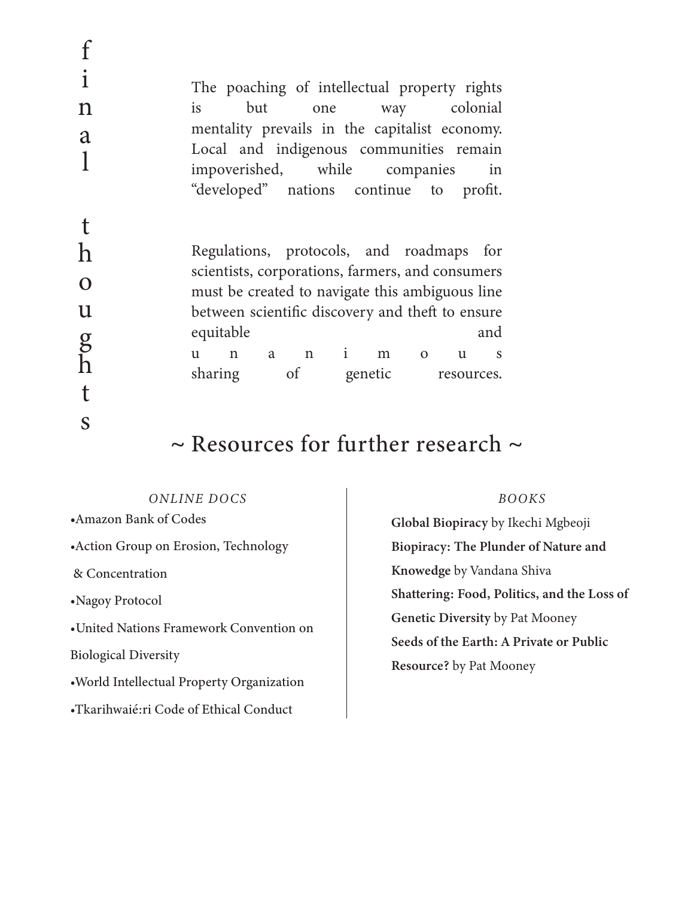## final thoughts

The poaching of intellectual property rights is but one way colonial mentality prevails in the capitalist economy. Local and indigenous communities remain impoverished, while companies in "developed" nations continue to profit.

Regulations, protocols, and roadmaps for scientists, corporations, farmers, and consumers must be created to navigate this ambiguous line between scientific discovery and theft to ensure equitable and unanimous sharing of genetic resources.

## ~ Resources for further research ~

*ONLINE DOCS*

- Amazon Bank of Codes
- Action Group on Erosion, Technology & Concentration
- Nagoy Protocol
- United Nations Framework Convention on Biological Diversity
- World Intellectual Property Organization
- Tkarihwaié:ri Code of Ethical Conduct

*BOOKS*

**Global Biopiracy** by Ikechi Mgbeoji

**Biopiracy: The Plunder of Nature and Knowedge** by Vandana Shiva

**Shattering: Food, Politics, and the Loss of Genetic Diversity** by Pat Mooney

**Seeds of the Earth: A Private or Public Resource?** by Pat Mooney